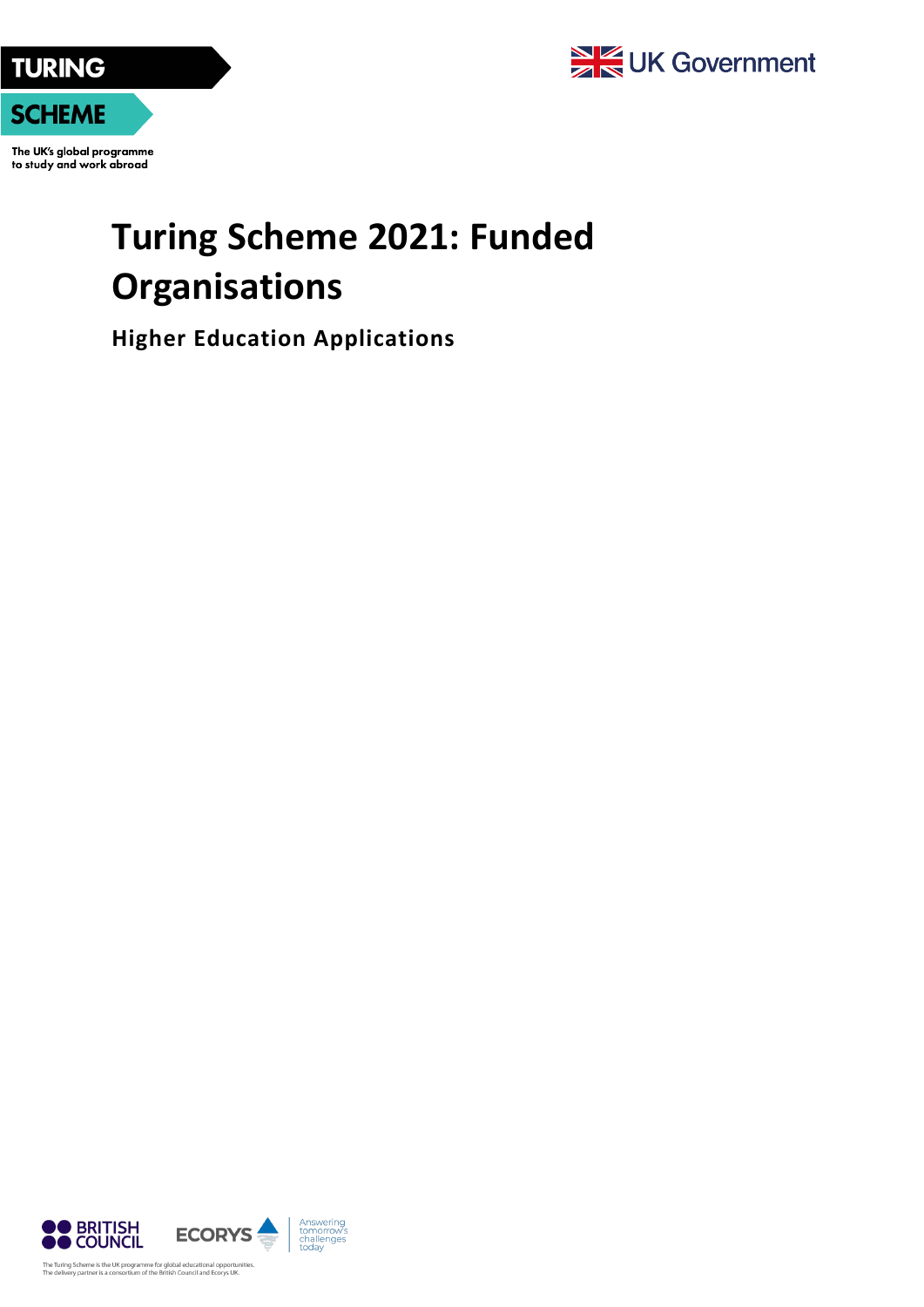TURING

SCHEME

The UK's global programme to study and work abroad

UK Government

# Turing Scheme 2021: Funded Organisations

### Higher Education Applications

BRITISH COUNCIL

ECORYS Answering tomorrow's challenges today

The Turing Scheme is the UK programme for global educational opportunities.
The delivery partner is a consortium of the British Council and Ecorys UK.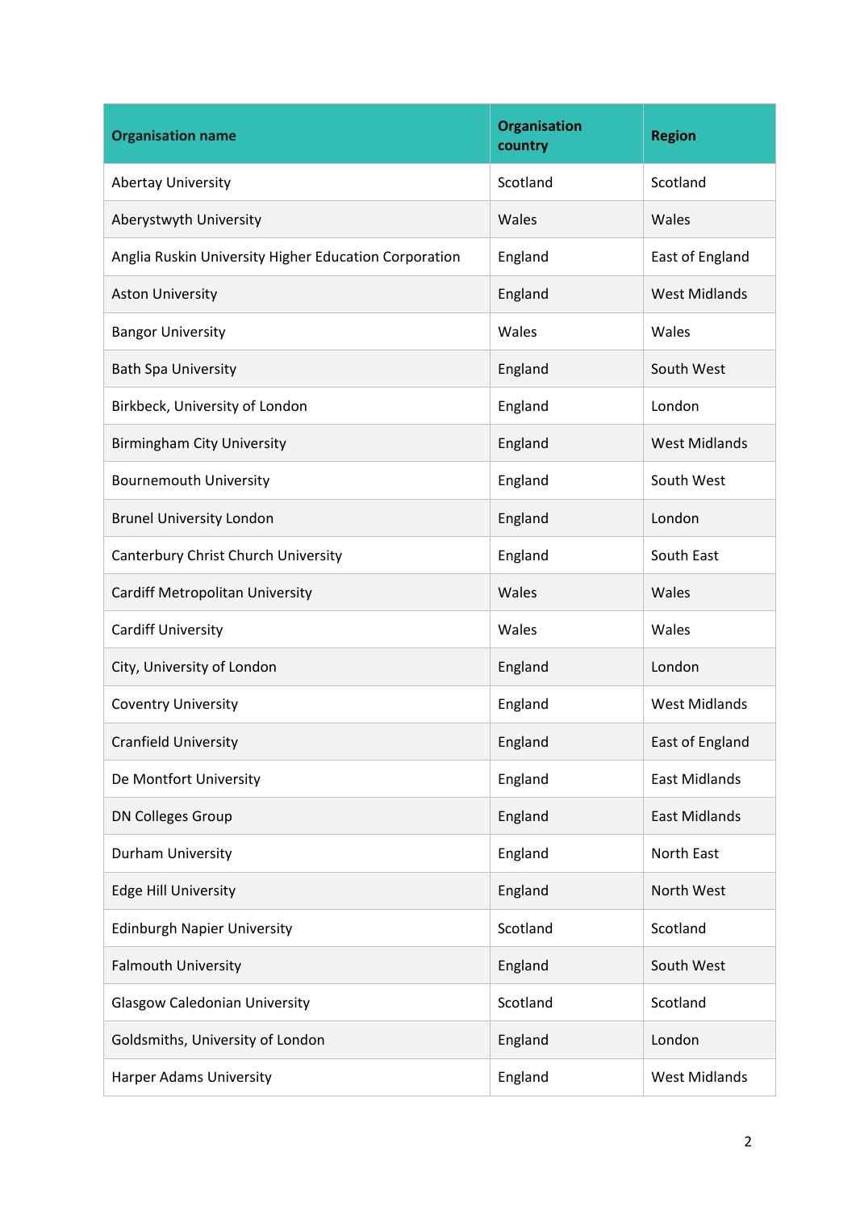| Organisation name | Organisation country | Region |
|---|---|---|
| Abertay University | Scotland | Scotland |
| Aberystwyth University | Wales | Wales |
| Anglia Ruskin University Higher Education Corporation | England | East of England |
| Aston University | England | West Midlands |
| Bangor University | Wales | Wales |
| Bath Spa University | England | South West |
| Birkbeck, University of London | England | London |
| Birmingham City University | England | West Midlands |
| Bournemouth University | England | South West |
| Brunel University London | England | London |
| Canterbury Christ Church University | England | South East |
| Cardiff Metropolitan University | Wales | Wales |
| Cardiff University | Wales | Wales |
| City, University of London | England | London |
| Coventry University | England | West Midlands |
| Cranfield University | England | East of England |
| De Montfort University | England | East Midlands |
| DN Colleges Group | England | East Midlands |
| Durham University | England | North East |
| Edge Hill University | England | North West |
| Edinburgh Napier University | Scotland | Scotland |
| Falmouth University | England | South West |
| Glasgow Caledonian University | Scotland | Scotland |
| Goldsmiths, University of London | England | London |
| Harper Adams University | England | West Midlands |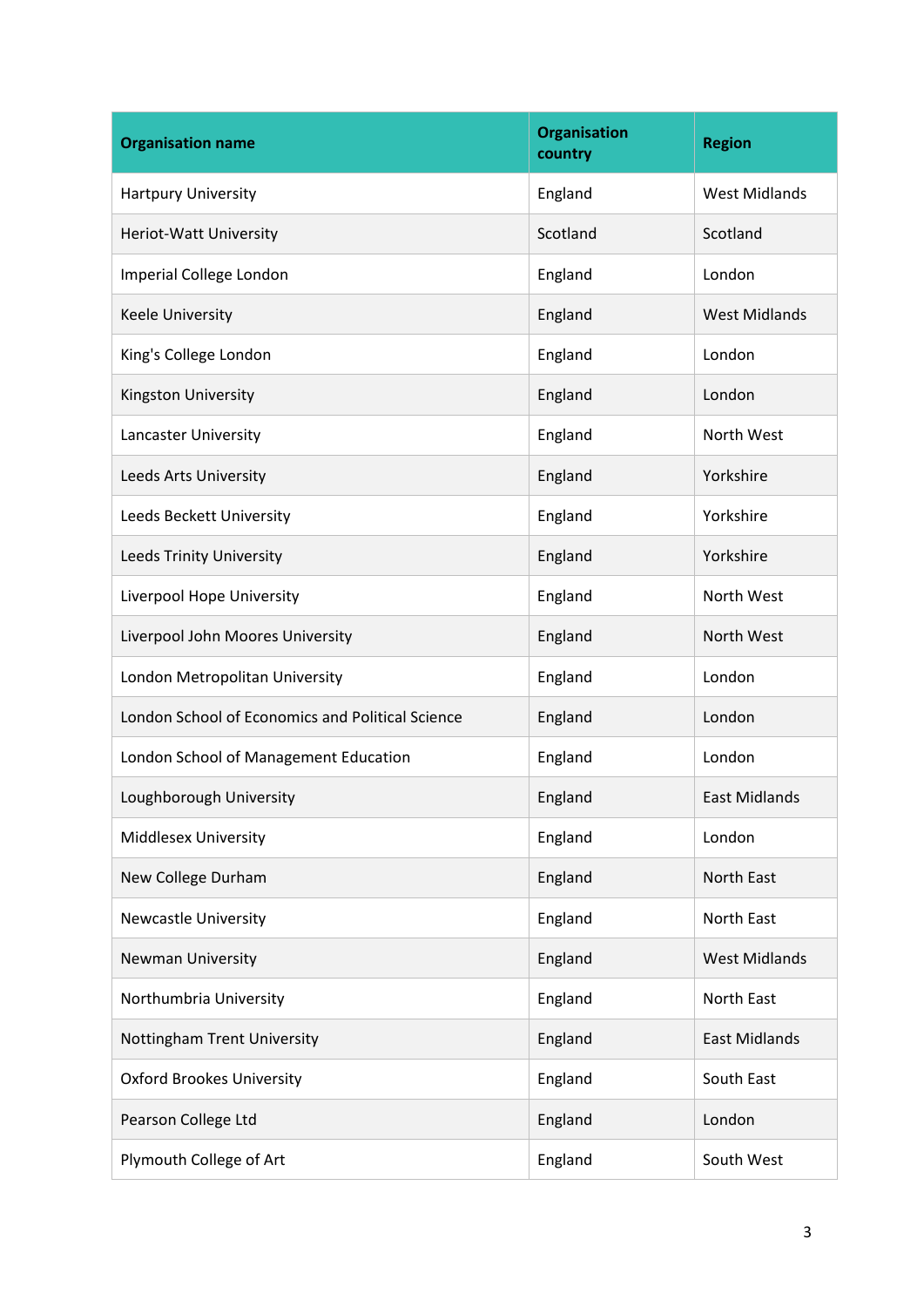| Organisation name | Organisation country | Region |
|---|---|---|
| Hartpury University | England | West Midlands |
| Heriot-Watt University | Scotland | Scotland |
| Imperial College London | England | London |
| Keele University | England | West Midlands |
| King's College London | England | London |
| Kingston University | England | London |
| Lancaster University | England | North West |
| Leeds Arts University | England | Yorkshire |
| Leeds Beckett University | England | Yorkshire |
| Leeds Trinity University | England | Yorkshire |
| Liverpool Hope University | England | North West |
| Liverpool John Moores University | England | North West |
| London Metropolitan University | England | London |
| London School of Economics and Political Science | England | London |
| London School of Management Education | England | London |
| Loughborough University | England | East Midlands |
| Middlesex University | England | London |
| New College Durham | England | North East |
| Newcastle University | England | North East |
| Newman University | England | West Midlands |
| Northumbria University | England | North East |
| Nottingham Trent University | England | East Midlands |
| Oxford Brookes University | England | South East |
| Pearson College Ltd | England | London |
| Plymouth College of Art | England | South West |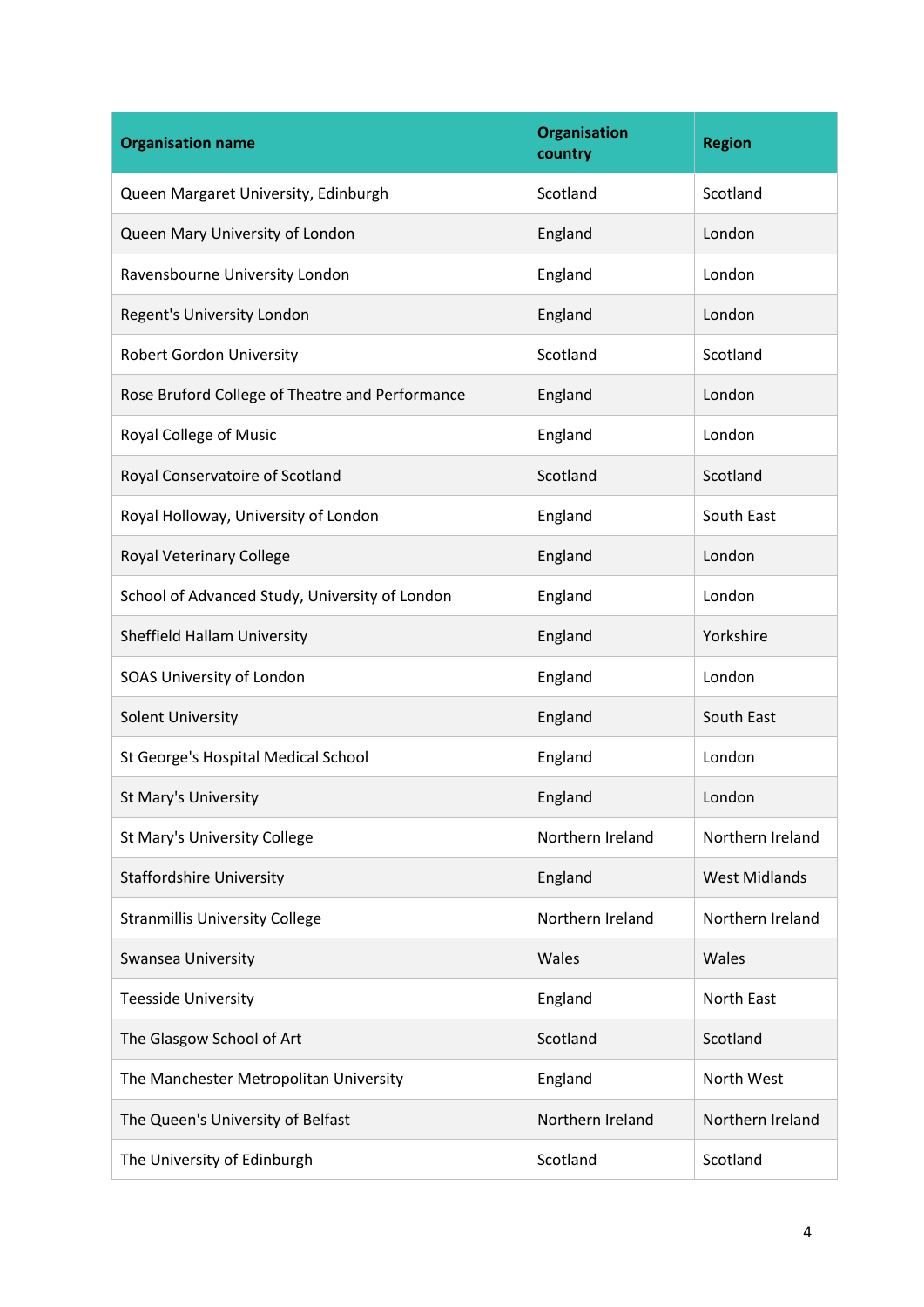| Organisation name | Organisation country | Region |
| --- | --- | --- |
| Queen Margaret University, Edinburgh | Scotland | Scotland |
| Queen Mary University of London | England | London |
| Ravensbourne University London | England | London |
| Regent's University London | England | London |
| Robert Gordon University | Scotland | Scotland |
| Rose Bruford College of Theatre and Performance | England | London |
| Royal College of Music | England | London |
| Royal Conservatoire of Scotland | Scotland | Scotland |
| Royal Holloway, University of London | England | South East |
| Royal Veterinary College | England | London |
| School of Advanced Study, University of London | England | London |
| Sheffield Hallam University | England | Yorkshire |
| SOAS University of London | England | London |
| Solent University | England | South East |
| St George's Hospital Medical School | England | London |
| St Mary's University | England | London |
| St Mary's University College | Northern Ireland | Northern Ireland |
| Staffordshire University | England | West Midlands |
| Stranmillis University College | Northern Ireland | Northern Ireland |
| Swansea University | Wales | Wales |
| Teesside University | England | North East |
| The Glasgow School of Art | Scotland | Scotland |
| The Manchester Metropolitan University | England | North West |
| The Queen's University of Belfast | Northern Ireland | Northern Ireland |
| The University of Edinburgh | Scotland | Scotland |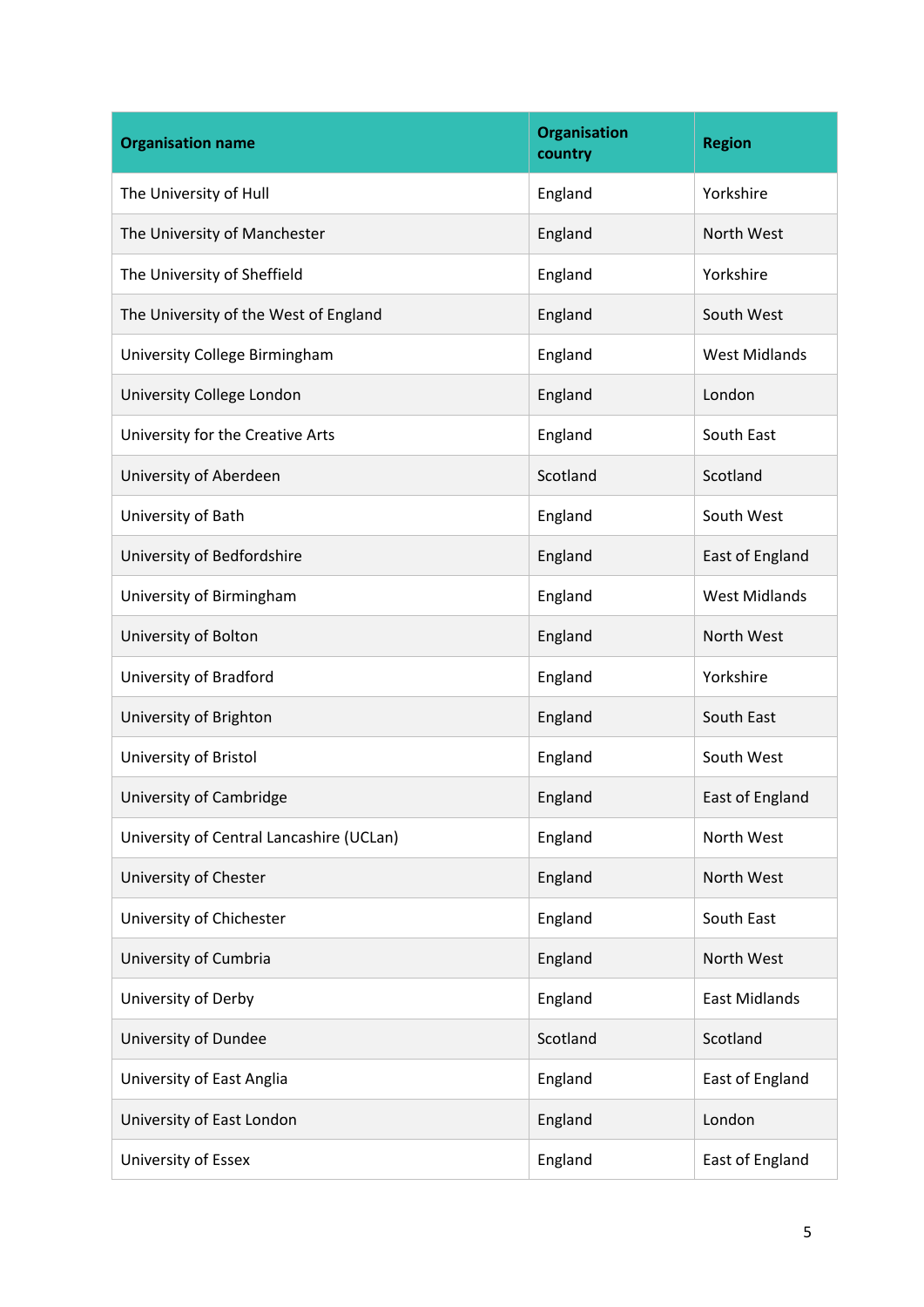| Organisation name | Organisation country | Region |
| --- | --- | --- |
| The University of Hull | England | Yorkshire |
| The University of Manchester | England | North West |
| The University of Sheffield | England | Yorkshire |
| The University of the West of England | England | South West |
| University College Birmingham | England | West Midlands |
| University College London | England | London |
| University for the Creative Arts | England | South East |
| University of Aberdeen | Scotland | Scotland |
| University of Bath | England | South West |
| University of Bedfordshire | England | East of England |
| University of Birmingham | England | West Midlands |
| University of Bolton | England | North West |
| University of Bradford | England | Yorkshire |
| University of Brighton | England | South East |
| University of Bristol | England | South West |
| University of Cambridge | England | East of England |
| University of Central Lancashire (UCLan) | England | North West |
| University of Chester | England | North West |
| University of Chichester | England | South East |
| University of Cumbria | England | North West |
| University of Derby | England | East Midlands |
| University of Dundee | Scotland | Scotland |
| University of East Anglia | England | East of England |
| University of East London | England | London |
| University of Essex | England | East of England |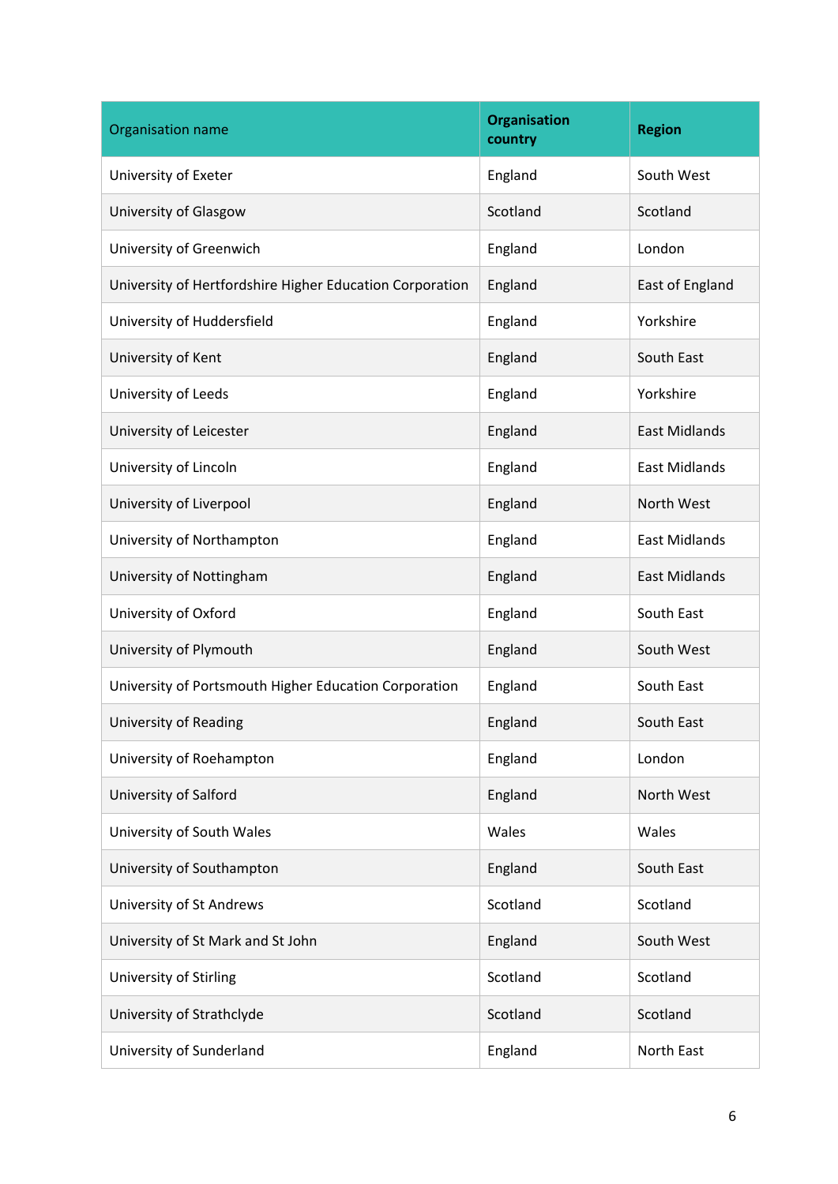| Organisation name | Organisation country | Region |
|---|---|---|
| University of Exeter | England | South West |
| University of Glasgow | Scotland | Scotland |
| University of Greenwich | England | London |
| University of Hertfordshire Higher Education Corporation | England | East of England |
| University of Huddersfield | England | Yorkshire |
| University of Kent | England | South East |
| University of Leeds | England | Yorkshire |
| University of Leicester | England | East Midlands |
| University of Lincoln | England | East Midlands |
| University of Liverpool | England | North West |
| University of Northampton | England | East Midlands |
| University of Nottingham | England | East Midlands |
| University of Oxford | England | South East |
| University of Plymouth | England | South West |
| University of Portsmouth Higher Education Corporation | England | South East |
| University of Reading | England | South East |
| University of Roehampton | England | London |
| University of Salford | England | North West |
| University of South Wales | Wales | Wales |
| University of Southampton | England | South East |
| University of St Andrews | Scotland | Scotland |
| University of St Mark and St John | England | South West |
| University of Stirling | Scotland | Scotland |
| University of Strathclyde | Scotland | Scotland |
| University of Sunderland | England | North East |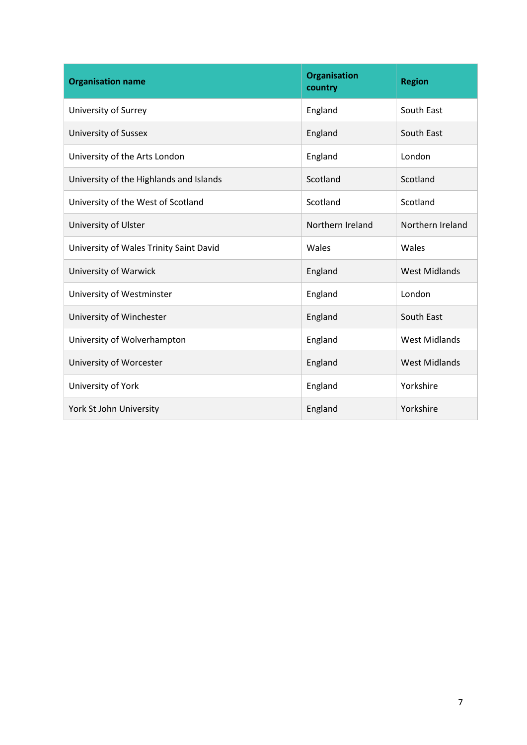| Organisation name | Organisation country | Region |
|---|---|---|
| University of Surrey | England | South East |
| University of Sussex | England | South East |
| University of the Arts London | England | London |
| University of the Highlands and Islands | Scotland | Scotland |
| University of the West of Scotland | Scotland | Scotland |
| University of Ulster | Northern Ireland | Northern Ireland |
| University of Wales Trinity Saint David | Wales | Wales |
| University of Warwick | England | West Midlands |
| University of Westminster | England | London |
| University of Winchester | England | South East |
| University of Wolverhampton | England | West Midlands |
| University of Worcester | England | West Midlands |
| University of York | England | Yorkshire |
| York St John University | England | Yorkshire |